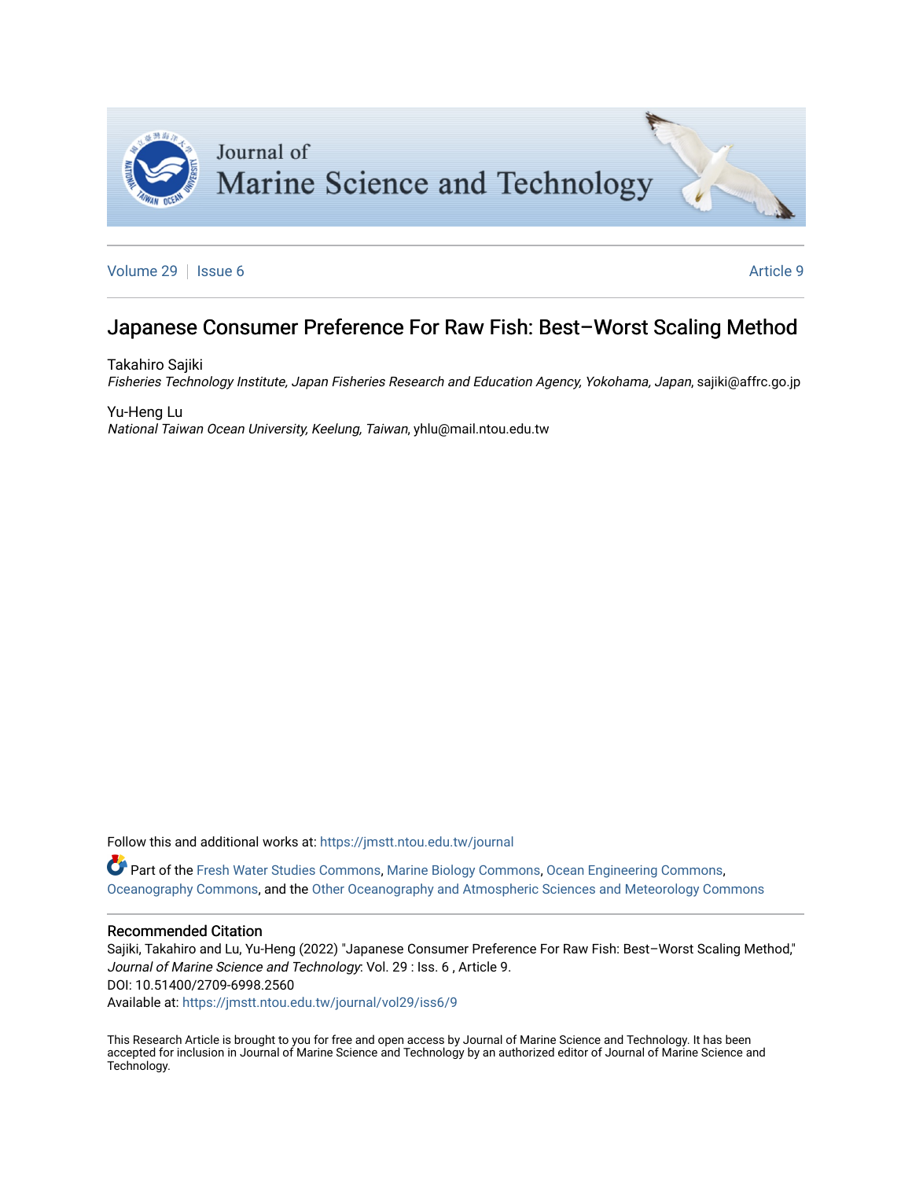# Journal of Marine Science and Technology

Volume 29 | Issue 6 | Article 9

## Japanese Consumer Preference For Raw Fish: Best–Worst Scaling Method

Takahiro Sajiki
*Fisheries Technology Institute, Japan Fisheries Research and Education Agency, Yokohama, Japan*, sajiki@affrc.go.jp

Yu-Heng Lu
*National Taiwan Ocean University, Keelung, Taiwan*, yhlu@mail.ntou.edu.tw

Follow this and additional works at: https://jmstt.ntou.edu.tw/journal

Part of the Fresh Water Studies Commons, Marine Biology Commons, Ocean Engineering Commons, Oceanography Commons, and the Other Oceanography and Atmospheric Sciences and Meteorology Commons

### Recommended Citation

Sajiki, Takahiro and Lu, Yu-Heng (2022) "Japanese Consumer Preference For Raw Fish: Best–Worst Scaling Method," *Journal of Marine Science and Technology*: Vol. 29 : Iss. 6 , Article 9.
DOI: 10.51400/2709-6998.2560
Available at: https://jmstt.ntou.edu.tw/journal/vol29/iss6/9

This Research Article is brought to you for free and open access by Journal of Marine Science and Technology. It has been accepted for inclusion in Journal of Marine Science and Technology by an authorized editor of Journal of Marine Science and Technology.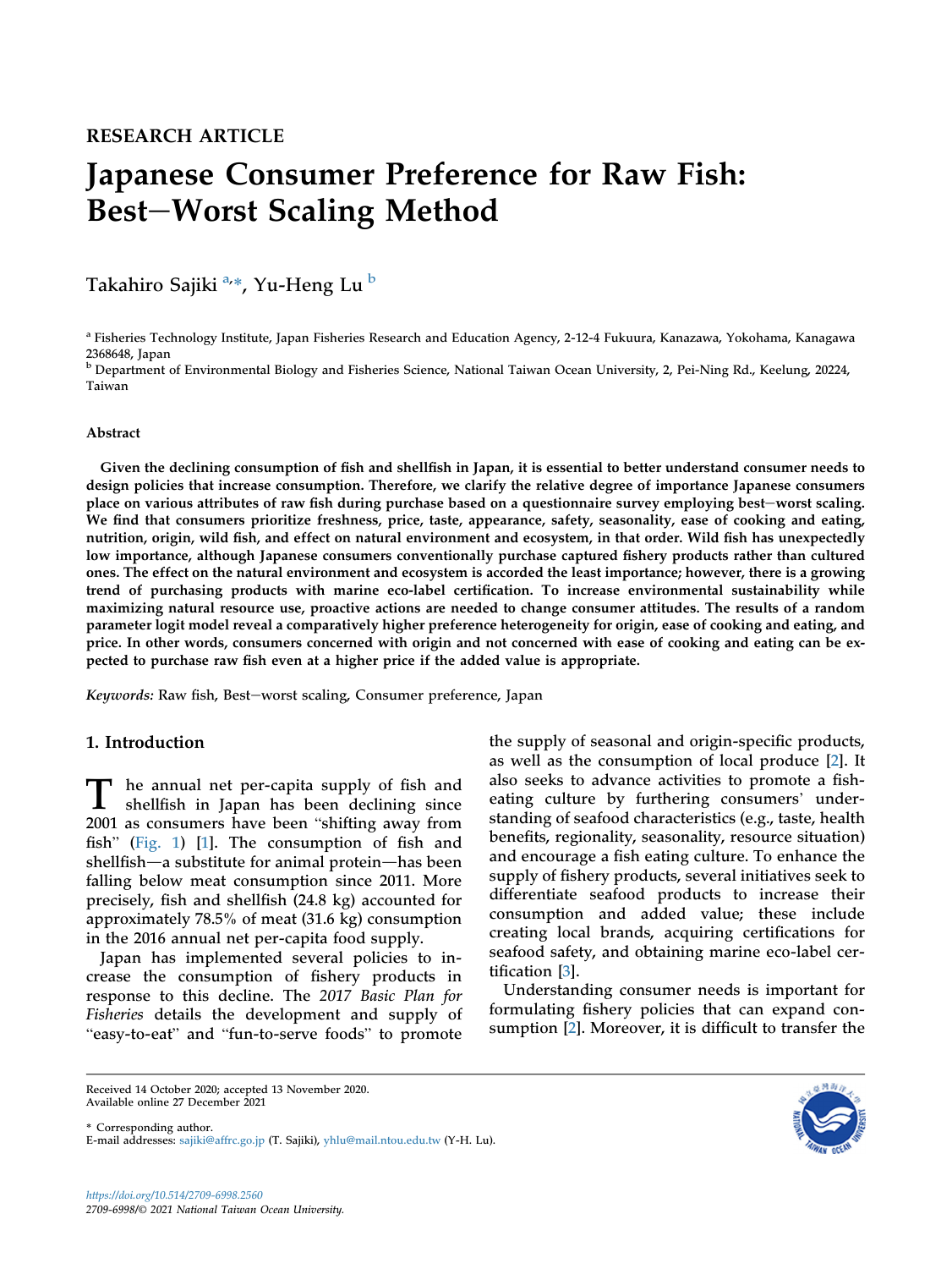RESEARCH ARTICLE

# Japanese Consumer Preference for Raw Fish: Best–Worst Scaling Method

Takahiro Sajiki [a,*], Yu-Heng Lu [b]

[a] Fisheries Technology Institute, Japan Fisheries Research and Education Agency, 2-12-4 Fukuura, Kanazawa, Yokohama, Kanagawa 2368648, Japan

[b] Department of Environmental Biology and Fisheries Science, National Taiwan Ocean University, 2, Pei-Ning Rd., Keelung, 20224, Taiwan

### Abstract

**Given the declining consumption of fish and shellfish in Japan, it is essential to better understand consumer needs to design policies that increase consumption. Therefore, we clarify the relative degree of importance Japanese consumers place on various attributes of raw fish during purchase based on a questionnaire survey employing best–worst scaling. We find that consumers prioritize freshness, price, taste, appearance, safety, seasonality, ease of cooking and eating, nutrition, origin, wild fish, and effect on natural environment and ecosystem, in that order. Wild fish has unexpectedly low importance, although Japanese consumers conventionally purchase captured fishery products rather than cultured ones. The effect on the natural environment and ecosystem is accorded the least importance; however, there is a growing trend of purchasing products with marine eco-label certification. To increase environmental sustainability while maximizing natural resource use, proactive actions are needed to change consumer attitudes. The results of a random parameter logit model reveal a comparatively higher preference heterogeneity for origin, ease of cooking and eating, and price. In other words, consumers concerned with origin and not concerned with ease of cooking and eating can be expected to purchase raw fish even at a higher price if the added value is appropriate.**

*Keywords:* Raw fish, Best–worst scaling, Consumer preference, Japan

## 1. Introduction

The annual net per-capita supply of fish and shellfish in Japan has been declining since 2001 as consumers have been "shifting away from fish" (Fig. 1) [1]. The consumption of fish and shellfish—a substitute for animal protein—has been falling below meat consumption since 2011. More precisely, fish and shellfish (24.8 kg) accounted for approximately 78.5% of meat (31.6 kg) consumption in the 2016 annual net per-capita food supply.

Japan has implemented several policies to increase the consumption of fishery products in response to this decline. The *2017 Basic Plan for Fisheries* details the development and supply of "easy-to-eat" and "fun-to-serve foods" to promote the supply of seasonal and origin-specific products, as well as the consumption of local produce [2]. It also seeks to advance activities to promote a fish-eating culture by furthering consumers' understanding of seafood characteristics (e.g., taste, health benefits, regionality, seasonality, resource situation) and encourage a fish eating culture. To enhance the supply of fishery products, several initiatives seek to differentiate seafood products to increase their consumption and added value; these include creating local brands, acquiring certifications for seafood safety, and obtaining marine eco-label certification [3].

Understanding consumer needs is important for formulating fishery policies that can expand consumption [2]. Moreover, it is difficult to transfer the

Received 14 October 2020; accepted 13 November 2020.
Available online 27 December 2021

\* Corresponding author.
E-mail addresses: sajiki@affrc.go.jp (T. Sajiki), yhlu@mail.ntou.edu.tw (Y-H. Lu).

https://doi.org/10.514/2709-6998.2560
2709-6998/© 2021 National Taiwan Ocean University.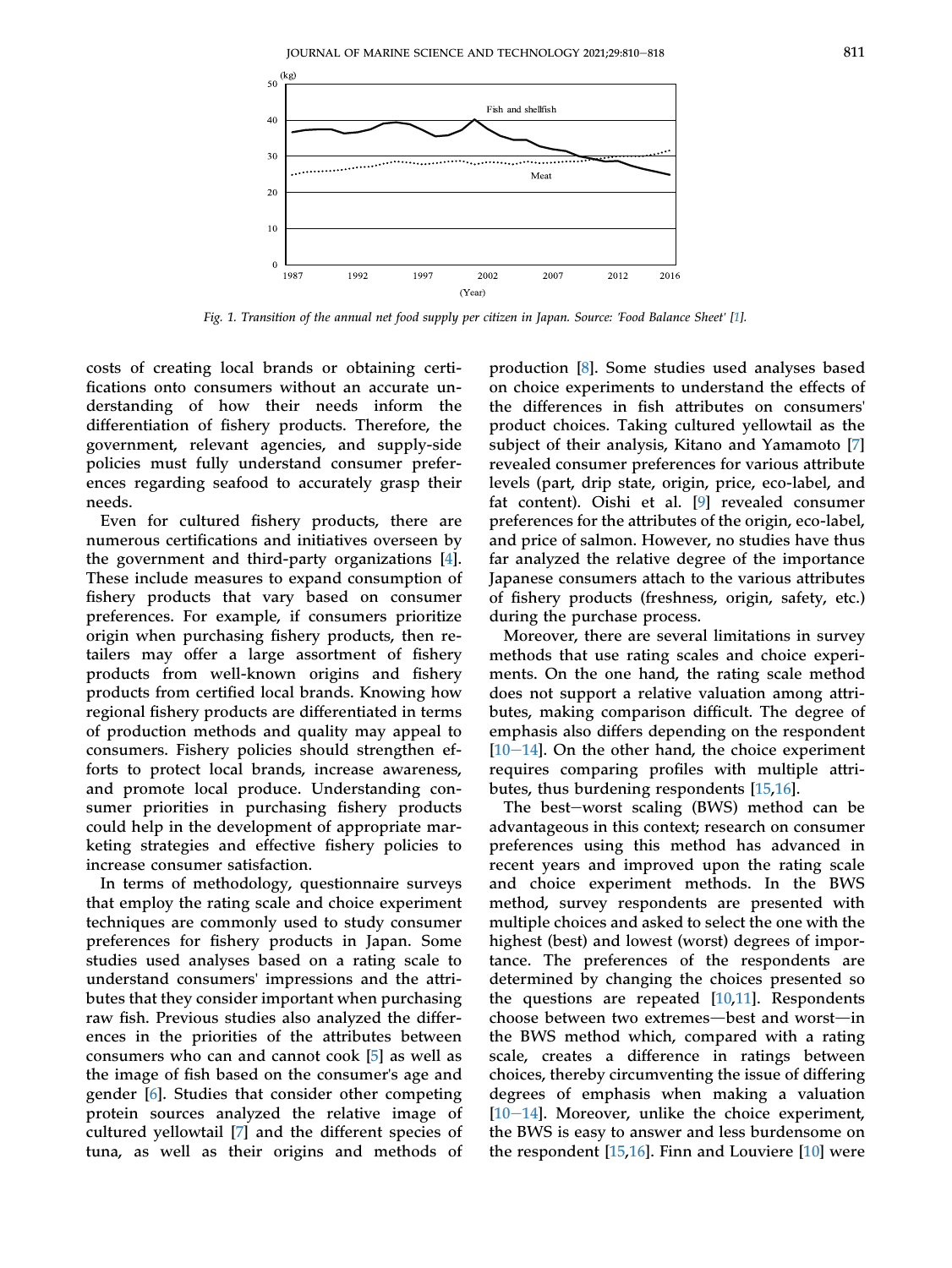Fig. 1. Transition of the annual net food supply per citizen in Japan. Source: 'Food Balance Sheet' [1].

costs of creating local brands or obtaining certifications onto consumers without an accurate understanding of how their needs inform the differentiation of fishery products. Therefore, the government, relevant agencies, and supply-side policies must fully understand consumer preferences regarding seafood to accurately grasp their needs.

Even for cultured fishery products, there are numerous certifications and initiatives overseen by the government and third-party organizations [4]. These include measures to expand consumption of fishery products that vary based on consumer preferences. For example, if consumers prioritize origin when purchasing fishery products, then retailers may offer a large assortment of fishery products from well-known origins and fishery products from certified local brands. Knowing how regional fishery products are differentiated in terms of production methods and quality may appeal to consumers. Fishery policies should strengthen efforts to protect local brands, increase awareness, and promote local produce. Understanding consumer priorities in purchasing fishery products could help in the development of appropriate marketing strategies and effective fishery policies to increase consumer satisfaction.

In terms of methodology, questionnaire surveys that employ the rating scale and choice experiment techniques are commonly used to study consumer preferences for fishery products in Japan. Some studies used analyses based on a rating scale to understand consumers' impressions and the attributes that they consider important when purchasing raw fish. Previous studies also analyzed the differences in the priorities of the attributes between consumers who can and cannot cook [5] as well as the image of fish based on the consumer's age and gender [6]. Studies that consider other competing protein sources analyzed the relative image of cultured yellowtail [7] and the different species of tuna, as well as their origins and methods of production [8]. Some studies used analyses based on choice experiments to understand the effects of the differences in fish attributes on consumers' product choices. Taking cultured yellowtail as the subject of their analysis, Kitano and Yamamoto [7] revealed consumer preferences for various attribute levels (part, drip state, origin, price, eco-label, and fat content). Oishi et al. [9] revealed consumer preferences for the attributes of the origin, eco-label, and price of salmon. However, no studies have thus far analyzed the relative degree of the importance Japanese consumers attach to the various attributes of fishery products (freshness, origin, safety, etc.) during the purchase process.

Moreover, there are several limitations in survey methods that use rating scales and choice experiments. On the one hand, the rating scale method does not support a relative valuation among attributes, making comparison difficult. The degree of emphasis also differs depending on the respondent [10–14]. On the other hand, the choice experiment requires comparing profiles with multiple attributes, thus burdening respondents [15,16].

The best–worst scaling (BWS) method can be advantageous in this context; research on consumer preferences using this method has advanced in recent years and improved upon the rating scale and choice experiment methods. In the BWS method, survey respondents are presented with multiple choices and asked to select the one with the highest (best) and lowest (worst) degrees of importance. The preferences of the respondents are determined by changing the choices presented so the questions are repeated [10,11]. Respondents choose between two extremes—best and worst—in the BWS method which, compared with a rating scale, creates a difference in ratings between choices, thereby circumventing the issue of differing degrees of emphasis when making a valuation [10–14]. Moreover, unlike the choice experiment, the BWS is easy to answer and less burdensome on the respondent [15,16]. Finn and Louviere [10] were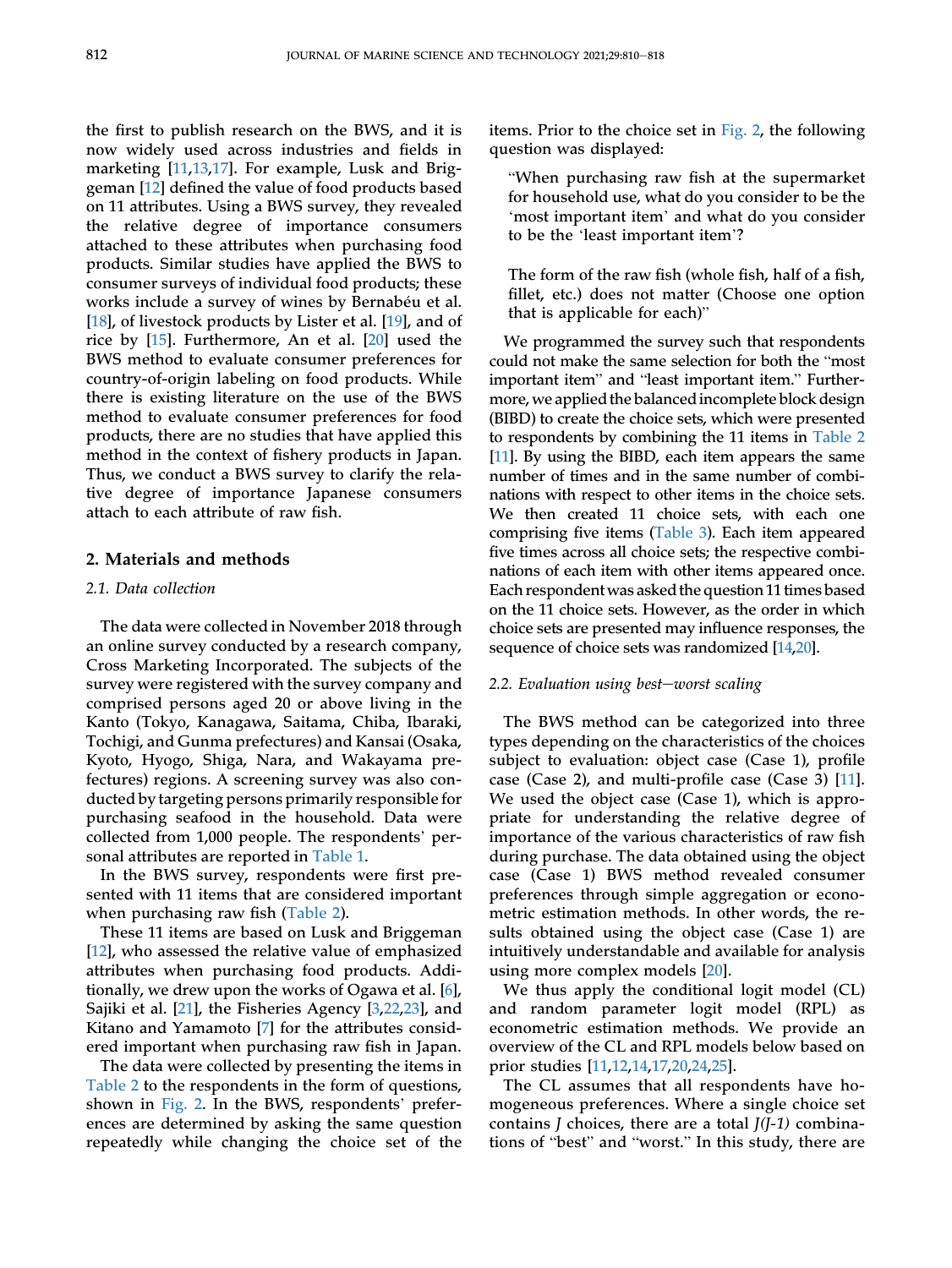the first to publish research on the BWS, and it is now widely used across industries and fields in marketing [11,13,17]. For example, Lusk and Briggeman [12] defined the value of food products based on 11 attributes. Using a BWS survey, they revealed the relative degree of importance consumers attached to these attributes when purchasing food products. Similar studies have applied the BWS to consumer surveys of individual food products; these works include a survey of wines by Bernabéu et al. [18], of livestock products by Lister et al. [19], and of rice by [15]. Furthermore, An et al. [20] used the BWS method to evaluate consumer preferences for country-of-origin labeling on food products. While there is existing literature on the use of the BWS method to evaluate consumer preferences for food products, there are no studies that have applied this method in the context of fishery products in Japan. Thus, we conduct a BWS survey to clarify the relative degree of importance Japanese consumers attach to each attribute of raw fish.

## 2. Materials and methods

### 2.1. Data collection

The data were collected in November 2018 through an online survey conducted by a research company, Cross Marketing Incorporated. The subjects of the survey were registered with the survey company and comprised persons aged 20 or above living in the Kanto (Tokyo, Kanagawa, Saitama, Chiba, Ibaraki, Tochigi, and Gunma prefectures) and Kansai (Osaka, Kyoto, Hyogo, Shiga, Nara, and Wakayama prefectures) regions. A screening survey was also conducted by targeting persons primarily responsible for purchasing seafood in the household. Data were collected from 1,000 people. The respondents' personal attributes are reported in Table 1.

In the BWS survey, respondents were first presented with 11 items that are considered important when purchasing raw fish (Table 2).

These 11 items are based on Lusk and Briggeman [12], who assessed the relative value of emphasized attributes when purchasing food products. Additionally, we drew upon the works of Ogawa et al. [6], Sajiki et al. [21], the Fisheries Agency [3,22,23], and Kitano and Yamamoto [7] for the attributes considered important when purchasing raw fish in Japan.

The data were collected by presenting the items in Table 2 to the respondents in the form of questions, shown in Fig. 2. In the BWS, respondents' preferences are determined by asking the same question repeatedly while changing the choice set of the items. Prior to the choice set in Fig. 2, the following question was displayed:

> "When purchasing raw fish at the supermarket for household use, what do you consider to be the 'most important item' and what do you consider to be the 'least important item'?
>
> The form of the raw fish (whole fish, half of a fish, fillet, etc.) does not matter (Choose one option that is applicable for each)"

We programmed the survey such that respondents could not make the same selection for both the "most important item" and "least important item." Furthermore, we applied the balanced incomplete block design (BIBD) to create the choice sets, which were presented to respondents by combining the 11 items in Table 2 [11]. By using the BIBD, each item appears the same number of times and in the same number of combinations with respect to other items in the choice sets. We then created 11 choice sets, with each one comprising five items (Table 3). Each item appeared five times across all choice sets; the respective combinations of each item with other items appeared once. Each respondent was asked the question 11 times based on the 11 choice sets. However, as the order in which choice sets are presented may influence responses, the sequence of choice sets was randomized [14,20].

### 2.2. Evaluation using best–worst scaling

The BWS method can be categorized into three types depending on the characteristics of the choices subject to evaluation: object case (Case 1), profile case (Case 2), and multi-profile case (Case 3) [11]. We used the object case (Case 1), which is appropriate for understanding the relative degree of importance of the various characteristics of raw fish during purchase. The data obtained using the object case (Case 1) BWS method revealed consumer preferences through simple aggregation or econometric estimation methods. In other words, the results obtained using the object case (Case 1) are intuitively understandable and available for analysis using more complex models [20].

We thus apply the conditional logit model (CL) and random parameter logit model (RPL) as econometric estimation methods. We provide an overview of the CL and RPL models below based on prior studies [11,12,14,17,20,24,25].

The CL assumes that all respondents have homogeneous preferences. Where a single choice set contains $J$ choices, there are a total $J(J\text{-}1)$ combinations of "best" and "worst." In this study, there are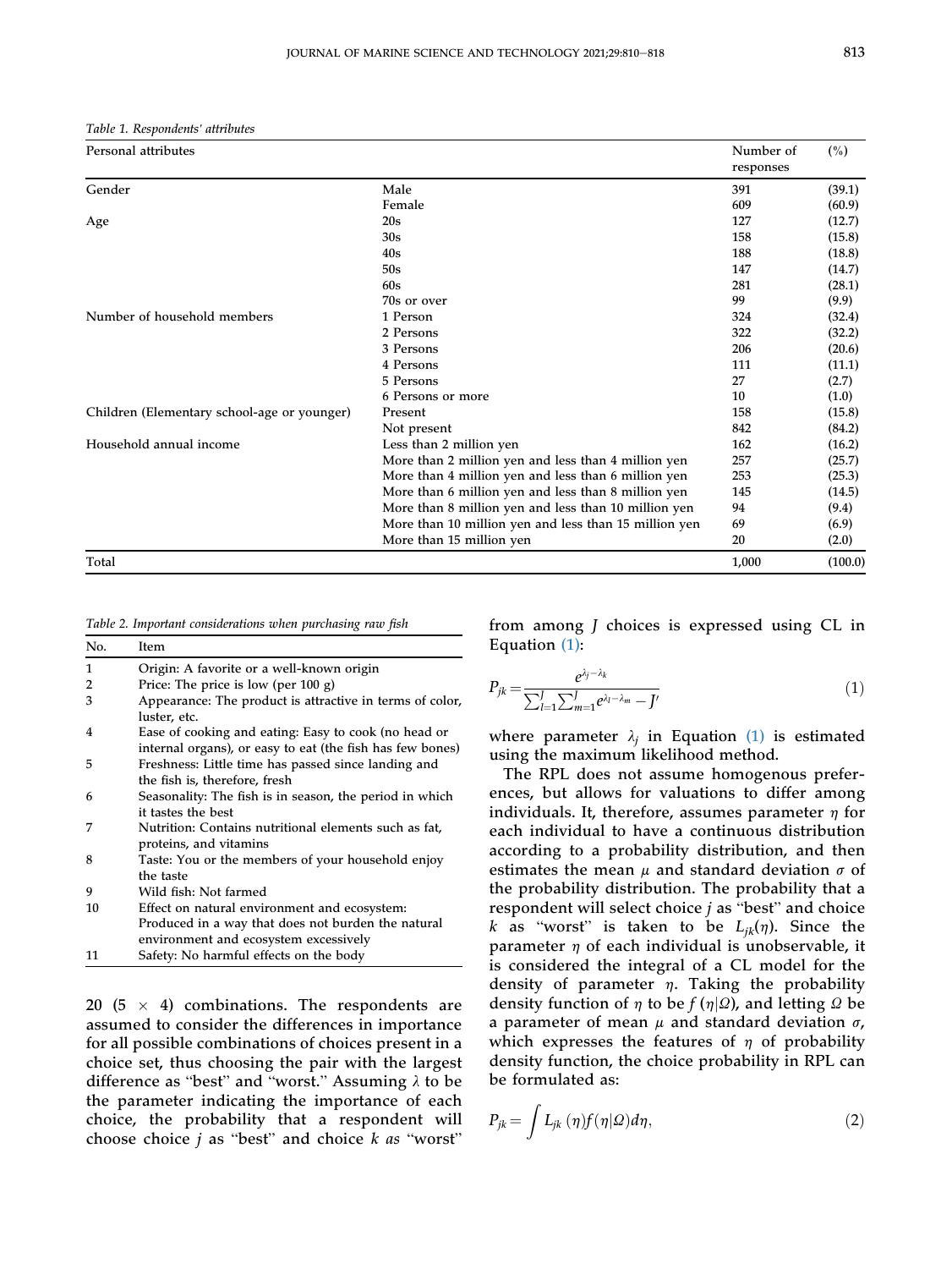Table 1. Respondents' attributes

| Personal attributes | | Number of responses | (%) |
|---|---|---|---|
| Gender | Male | 391 | (39.1) |
| | Female | 609 | (60.9) |
| Age | 20s | 127 | (12.7) |
| | 30s | 158 | (15.8) |
| | 40s | 188 | (18.8) |
| | 50s | 147 | (14.7) |
| | 60s | 281 | (28.1) |
| | 70s or over | 99 | (9.9) |
| Number of household members | 1 Person | 324 | (32.4) |
| | 2 Persons | 322 | (32.2) |
| | 3 Persons | 206 | (20.6) |
| | 4 Persons | 111 | (11.1) |
| | 5 Persons | 27 | (2.7) |
| | 6 Persons or more | 10 | (1.0) |
| Children (Elementary school-age or younger) | Present | 158 | (15.8) |
| | Not present | 842 | (84.2) |
| Household annual income | Less than 2 million yen | 162 | (16.2) |
| | More than 2 million yen and less than 4 million yen | 257 | (25.7) |
| | More than 4 million yen and less than 6 million yen | 253 | (25.3) |
| | More than 6 million yen and less than 8 million yen | 145 | (14.5) |
| | More than 8 million yen and less than 10 million yen | 94 | (9.4) |
| | More than 10 million yen and less than 15 million yen | 69 | (6.9) |
| | More than 15 million yen | 20 | (2.0) |
| Total | | 1,000 | (100.0) |

Table 2. Important considerations when purchasing raw fish

| No. | Item |
|---|---|
| 1 | Origin: A favorite or a well-known origin |
| 2 | Price: The price is low (per 100 g) |
| 3 | Appearance: The product is attractive in terms of color, luster, etc. |
| 4 | Ease of cooking and eating: Easy to cook (no head or internal organs), or easy to eat (the fish has few bones) |
| 5 | Freshness: Little time has passed since landing and the fish is, therefore, fresh |
| 6 | Seasonality: The fish is in season, the period in which it tastes the best |
| 7 | Nutrition: Contains nutritional elements such as fat, proteins, and vitamins |
| 8 | Taste: You or the members of your household enjoy the taste |
| 9 | Wild fish: Not farmed |
| 10 | Effect on natural environment and ecosystem: Produced in a way that does not burden the natural environment and ecosystem excessively |
| 11 | Safety: No harmful effects on the body |

20 (5 × 4) combinations. The respondents are assumed to consider the differences in importance for all possible combinations of choices present in a choice set, thus choosing the pair with the largest difference as "best" and "worst." Assuming $\lambda$ to be the parameter indicating the importance of each choice, the probability that a respondent will choose choice $j$ as "best" and choice $k$ *as* "worst" from among $J$ choices is expressed using CL in Equation (1):

$$P_{jk} = \frac{e^{\lambda_j - \lambda_k}}{\sum_{l=1}^{J}\sum_{m=1}^{J} e^{\lambda_l - \lambda_m} - J'} \tag{1}$$

where parameter $\lambda_j$ in Equation (1) is estimated using the maximum likelihood method.

The RPL does not assume homogenous preferences, but allows for valuations to differ among individuals. It, therefore, assumes parameter $\eta$ for each individual to have a continuous distribution according to a probability distribution, and then estimates the mean $\mu$ and standard deviation $\sigma$ of the probability distribution. The probability that a respondent will select choice $j$ as "best" and choice $k$ as "worst" is taken to be $L_{jk}(\eta)$. Since the parameter $\eta$ of each individual is unobservable, it is considered the integral of a CL model for the density of parameter $\eta$. Taking the probability density function of $\eta$ to be $f(\eta|\Omega)$, and letting $\Omega$ be a parameter of mean $\mu$ and standard deviation $\sigma$, which expresses the features of $\eta$ of probability density function, the choice probability in RPL can be formulated as:

$$P_{jk} = \int L_{jk}(\eta) f(\eta|\Omega) d\eta, \tag{2}$$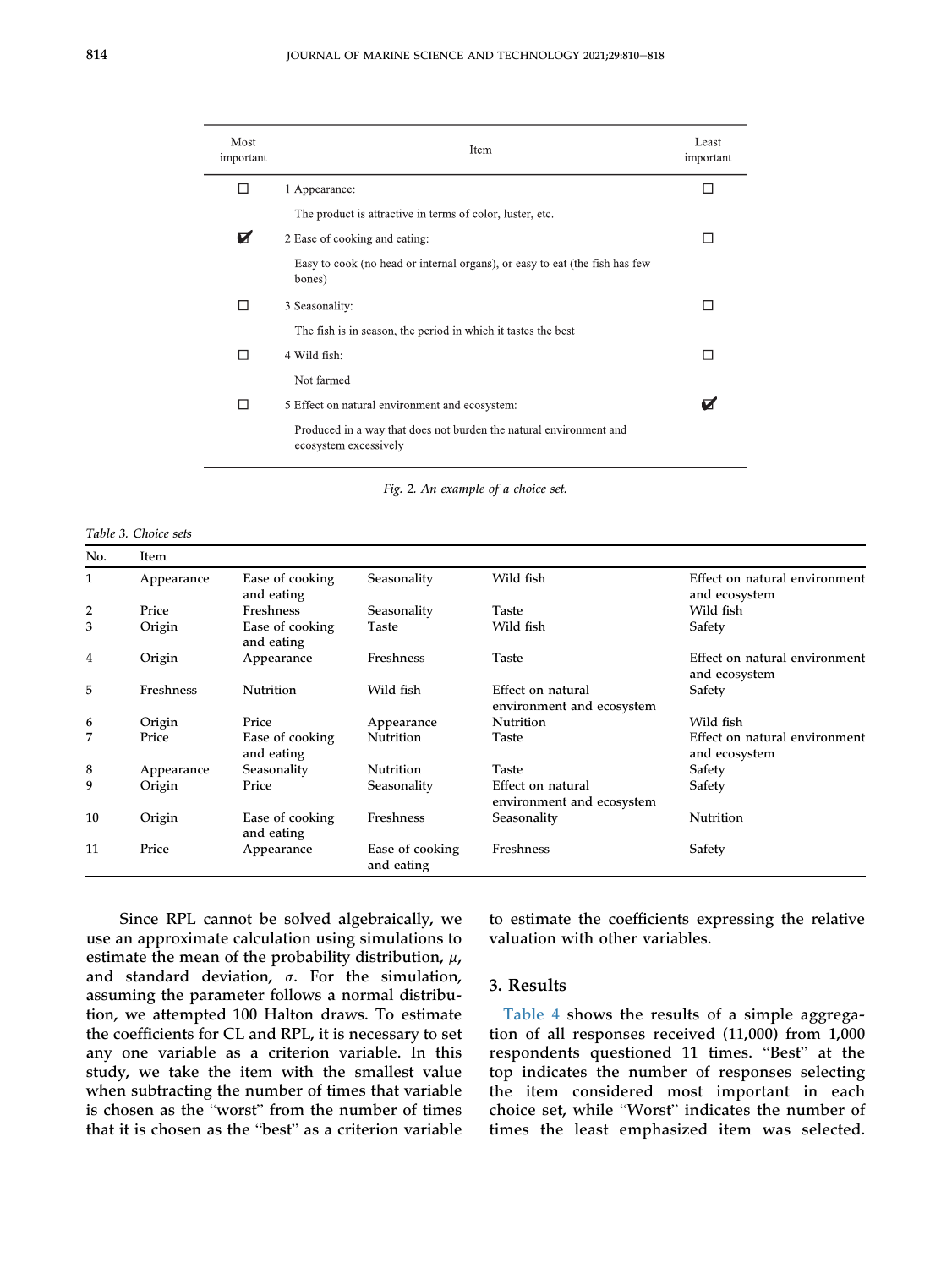| Most important | Item | Least important |
|---|---|---|
| ☐ | 1 Appearance: The product is attractive in terms of color, luster, etc. | ☐ |
| ☑ | 2 Ease of cooking and eating: Easy to cook (no head or internal organs), or easy to eat (the fish has few bones) | ☐ |
| ☐ | 3 Seasonality: The fish is in season, the period in which it tastes the best | ☐ |
| ☐ | 4 Wild fish: Not farmed | ☐ |
| ☐ | 5 Effect on natural environment and ecosystem: Produced in a way that does not burden the natural environment and ecosystem excessively | ☑ |

*Fig. 2. An example of a choice set.*

*Table 3. Choice sets*

| No. | Item | | | | |
|---|---|---|---|---|---|
| 1 | Appearance | Ease of cooking and eating | Seasonality | Wild fish | Effect on natural environment and ecosystem |
| 2 | Price | Freshness | Seasonality | Taste | Wild fish |
| 3 | Origin | Ease of cooking and eating | Taste | Wild fish | Safety |
| 4 | Origin | Appearance | Freshness | Taste | Effect on natural environment and ecosystem |
| 5 | Freshness | Nutrition | Wild fish | Effect on natural environment and ecosystem | Safety |
| 6 | Origin | Price | Appearance | Nutrition | Wild fish |
| 7 | Price | Ease of cooking and eating | Nutrition | Taste | Effect on natural environment and ecosystem |
| 8 | Appearance | Seasonality | Nutrition | Taste | Safety |
| 9 | Origin | Price | Seasonality | Effect on natural environment and ecosystem | Safety |
| 10 | Origin | Ease of cooking and eating | Freshness | Seasonality | Nutrition |
| 11 | Price | Appearance | Ease of cooking and eating | Freshness | Safety |

Since RPL cannot be solved algebraically, we use an approximate calculation using simulations to estimate the mean of the probability distribution, $\mu$, and standard deviation, $\sigma$. For the simulation, assuming the parameter follows a normal distribution, we attempted 100 Halton draws. To estimate the coefficients for CL and RPL, it is necessary to set any one variable as a criterion variable. In this study, we take the item with the smallest value when subtracting the number of times that variable is chosen as the "worst" from the number of times that it is chosen as the "best" as a criterion variable to estimate the coefficients expressing the relative valuation with other variables.

## 3. Results

Table 4 shows the results of a simple aggregation of all responses received (11,000) from 1,000 respondents questioned 11 times. "Best" at the top indicates the number of responses selecting the item considered most important in each choice set, while "Worst" indicates the number of times the least emphasized item was selected.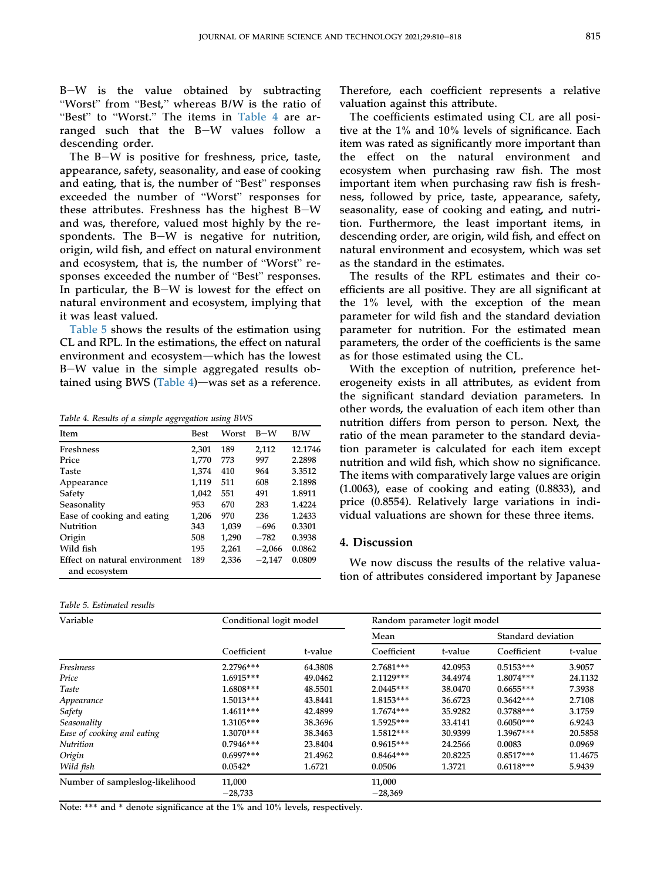B−W is the value obtained by subtracting "Worst" from "Best," whereas B/W is the ratio of "Best" to "Worst." The items in Table 4 are arranged such that the B−W values follow a descending order.

The B−W is positive for freshness, price, taste, appearance, safety, seasonality, and ease of cooking and eating, that is, the number of "Best" responses exceeded the number of "Worst" responses for these attributes. Freshness has the highest B−W and was, therefore, valued most highly by the respondents. The B−W is negative for nutrition, origin, wild fish, and effect on natural environment and ecosystem, that is, the number of "Worst" responses exceeded the number of "Best" responses. In particular, the B−W is lowest for the effect on natural environment and ecosystem, implying that it was least valued.

Table 5 shows the results of the estimation using CL and RPL. In the estimations, the effect on natural environment and ecosystem—which has the lowest B−W value in the simple aggregated results obtained using BWS (Table 4)—was set as a reference.

*Table 4. Results of a simple aggregation using BWS*

| Item | Best | Worst | B−W | B/W |
|---|---|---|---|---|
| Freshness | 2,301 | 189 | 2,112 | 12.1746 |
| Price | 1,770 | 773 | 997 | 2.2898 |
| Taste | 1,374 | 410 | 964 | 3.3512 |
| Appearance | 1,119 | 511 | 608 | 2.1898 |
| Safety | 1,042 | 551 | 491 | 1.8911 |
| Seasonality | 953 | 670 | 283 | 1.4224 |
| Ease of cooking and eating | 1,206 | 970 | 236 | 1.2433 |
| Nutrition | 343 | 1,039 | −696 | 0.3301 |
| Origin | 508 | 1,290 | −782 | 0.3938 |
| Wild fish | 195 | 2,261 | −2,066 | 0.0862 |
| Effect on natural environment and ecosystem | 189 | 2,336 | −2,147 | 0.0809 |

Therefore, each coefficient represents a relative valuation against this attribute.

The coefficients estimated using CL are all positive at the 1% and 10% levels of significance. Each item was rated as significantly more important than the effect on the natural environment and ecosystem when purchasing raw fish. The most important item when purchasing raw fish is freshness, followed by price, taste, appearance, safety, seasonality, ease of cooking and eating, and nutrition. Furthermore, the least important items, in descending order, are origin, wild fish, and effect on natural environment and ecosystem, which was set as the standard in the estimates.

The results of the RPL estimates and their coefficients are all positive. They are all significant at the 1% level, with the exception of the mean parameter for wild fish and the standard deviation parameter for nutrition. For the estimated mean parameters, the order of the coefficients is the same as for those estimated using the CL.

With the exception of nutrition, preference heterogeneity exists in all attributes, as evident from the significant standard deviation parameters. In other words, the evaluation of each item other than nutrition differs from person to person. Next, the ratio of the mean parameter to the standard deviation parameter is calculated for each item except nutrition and wild fish, which show no significance. The items with comparatively large values are origin (1.0063), ease of cooking and eating (0.8833), and price (0.8554). Relatively large variations in individual valuations are shown for these three items.

## 4. Discussion

We now discuss the results of the relative valuation of attributes considered important by Japanese

*Table 5. Estimated results*

| Variable | Conditional logit model | | Random parameter logit model | | | |
|---|---|---|---|---|---|---|
| | | | Mean | | Standard deviation | |
| | Coefficient | t-value | Coefficient | t-value | Coefficient | t-value |
| *Freshness* | 2.2796*** | 64.3808 | 2.7681*** | 42.0953 | 0.5153*** | 3.9057 |
| *Price* | 1.6915*** | 49.0462 | 2.1129*** | 34.4974 | 1.8074*** | 24.1132 |
| *Taste* | 1.6808*** | 48.5501 | 2.0445*** | 38.0470 | 0.6655*** | 7.3938 |
| *Appearance* | 1.5013*** | 43.8441 | 1.8153*** | 36.6723 | 0.3642*** | 2.7108 |
| *Safety* | 1.4611*** | 42.4899 | 1.7674*** | 35.9282 | 0.3788*** | 3.1759 |
| *Seasonality* | 1.3105*** | 38.3696 | 1.5925*** | 33.4141 | 0.6050*** | 6.9243 |
| *Ease of cooking and eating* | 1.3070*** | 38.3463 | 1.5812*** | 30.9399 | 1.3967*** | 20.5858 |
| *Nutrition* | 0.7946*** | 23.8404 | 0.9615*** | 24.2566 | 0.0083 | 0.0969 |
| *Origin* | 0.6997*** | 21.4962 | 0.8464*** | 20.8225 | 0.8517*** | 11.4675 |
| *Wild fish* | 0.0542* | 1.6721 | 0.0506 | 1.3721 | 0.6118*** | 5.9439 |
| Number of sampleslog-likelihood | 11,000 −28,733 | | 11,000 −28,369 | | | |

Note: *** and * denote significance at the 1% and 10% levels, respectively.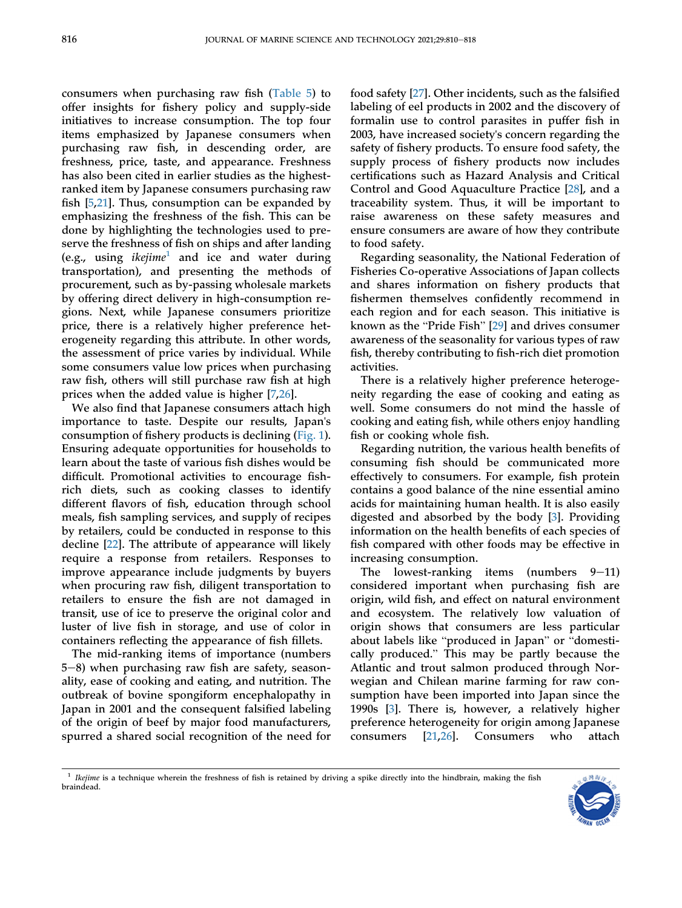consumers when purchasing raw fish (Table 5) to offer insights for fishery policy and supply-side initiatives to increase consumption. The top four items emphasized by Japanese consumers when purchasing raw fish, in descending order, are freshness, price, taste, and appearance. Freshness has also been cited in earlier studies as the highest-ranked item by Japanese consumers purchasing raw fish [5,21]. Thus, consumption can be expanded by emphasizing the freshness of the fish. This can be done by highlighting the technologies used to preserve the freshness of fish on ships and after landing (e.g., using *ikejime*[1] and ice and water during transportation), and presenting the methods of procurement, such as by-passing wholesale markets by offering direct delivery in high-consumption regions. Next, while Japanese consumers prioritize price, there is a relatively higher preference heterogeneity regarding this attribute. In other words, the assessment of price varies by individual. While some consumers value low prices when purchasing raw fish, others will still purchase raw fish at high prices when the added value is higher [7,26].

We also find that Japanese consumers attach high importance to taste. Despite our results, Japan's consumption of fishery products is declining (Fig. 1). Ensuring adequate opportunities for households to learn about the taste of various fish dishes would be difficult. Promotional activities to encourage fish-rich diets, such as cooking classes to identify different flavors of fish, education through school meals, fish sampling services, and supply of recipes by retailers, could be conducted in response to this decline [22]. The attribute of appearance will likely require a response from retailers. Responses to improve appearance include judgments by buyers when procuring raw fish, diligent transportation to retailers to ensure the fish are not damaged in transit, use of ice to preserve the original color and luster of live fish in storage, and use of color in containers reflecting the appearance of fish fillets.

The mid-ranking items of importance (numbers 5–8) when purchasing raw fish are safety, seasonality, ease of cooking and eating, and nutrition. The outbreak of bovine spongiform encephalopathy in Japan in 2001 and the consequent falsified labeling of the origin of beef by major food manufacturers, spurred a shared social recognition of the need for food safety [27]. Other incidents, such as the falsified labeling of eel products in 2002 and the discovery of formalin use to control parasites in puffer fish in 2003, have increased society's concern regarding the safety of fishery products. To ensure food safety, the supply process of fishery products now includes certifications such as Hazard Analysis and Critical Control and Good Aquaculture Practice [28], and a traceability system. Thus, it will be important to raise awareness on these safety measures and ensure consumers are aware of how they contribute to food safety.

Regarding seasonality, the National Federation of Fisheries Co-operative Associations of Japan collects and shares information on fishery products that fishermen themselves confidently recommend in each region and for each season. This initiative is known as the "Pride Fish" [29] and drives consumer awareness of the seasonality for various types of raw fish, thereby contributing to fish-rich diet promotion activities.

There is a relatively higher preference heterogeneity regarding the ease of cooking and eating as well. Some consumers do not mind the hassle of cooking and eating fish, while others enjoy handling fish or cooking whole fish.

Regarding nutrition, the various health benefits of consuming fish should be communicated more effectively to consumers. For example, fish protein contains a good balance of the nine essential amino acids for maintaining human health. It is also easily digested and absorbed by the body [3]. Providing information on the health benefits of each species of fish compared with other foods may be effective in increasing consumption.

The lowest-ranking items (numbers 9–11) considered important when purchasing fish are origin, wild fish, and effect on natural environment and ecosystem. The relatively low valuation of origin shows that consumers are less particular about labels like "produced in Japan" or "domestically produced." This may be partly because the Atlantic and trout salmon produced through Norwegian and Chilean marine farming for raw consumption have been imported into Japan since the 1990s [3]. There is, however, a relatively higher preference heterogeneity for origin among Japanese consumers [21,26]. Consumers who attach

[1] *Ikejime* is a technique wherein the freshness of fish is retained by driving a spike directly into the hindbrain, making the fish braindead.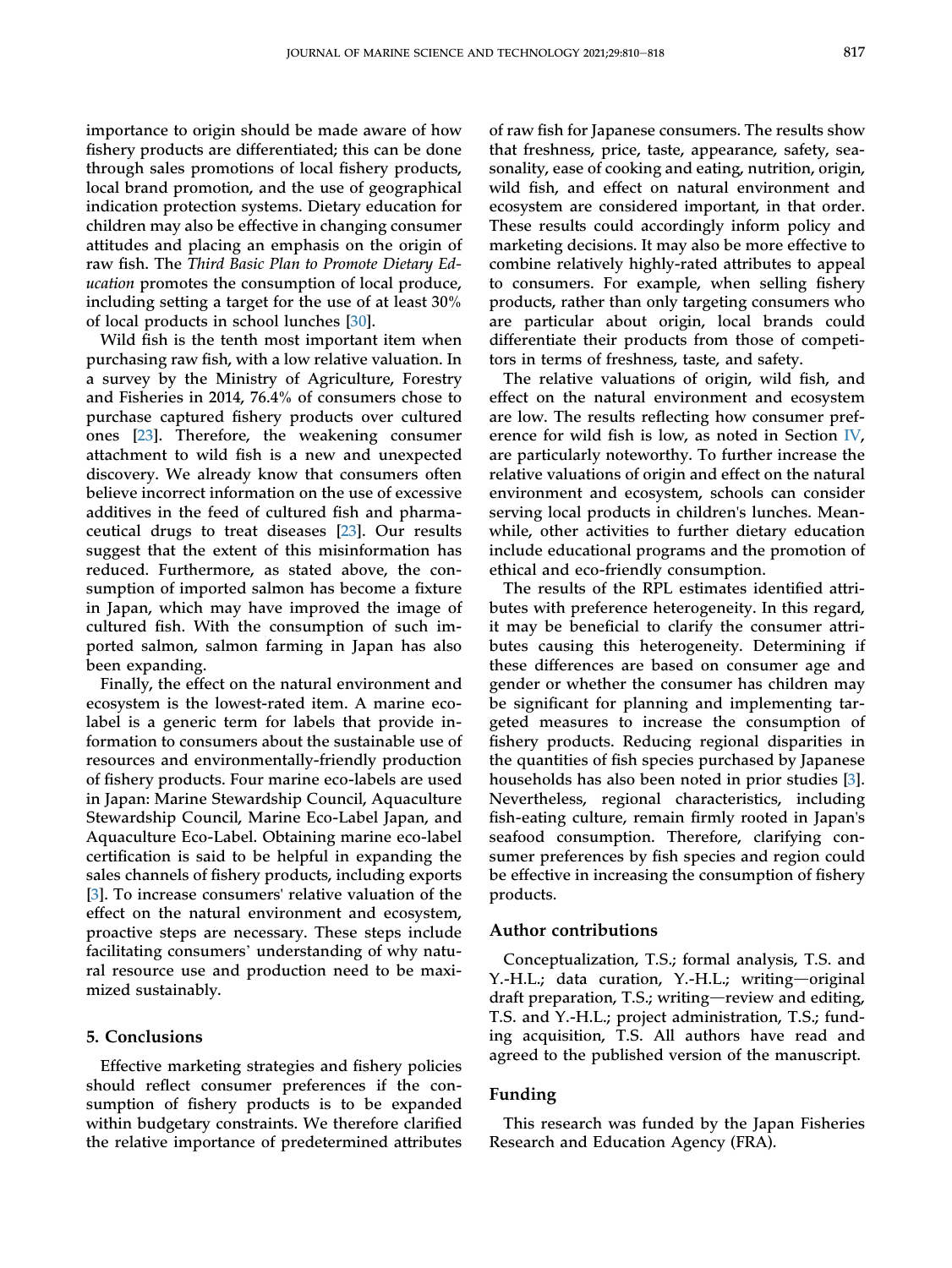importance to origin should be made aware of how fishery products are differentiated; this can be done through sales promotions of local fishery products, local brand promotion, and the use of geographical indication protection systems. Dietary education for children may also be effective in changing consumer attitudes and placing an emphasis on the origin of raw fish. The *Third Basic Plan to Promote Dietary Education* promotes the consumption of local produce, including setting a target for the use of at least 30% of local products in school lunches [30].

Wild fish is the tenth most important item when purchasing raw fish, with a low relative valuation. In a survey by the Ministry of Agriculture, Forestry and Fisheries in 2014, 76.4% of consumers chose to purchase captured fishery products over cultured ones [23]. Therefore, the weakening consumer attachment to wild fish is a new and unexpected discovery. We already know that consumers often believe incorrect information on the use of excessive additives in the feed of cultured fish and pharmaceutical drugs to treat diseases [23]. Our results suggest that the extent of this misinformation has reduced. Furthermore, as stated above, the consumption of imported salmon has become a fixture in Japan, which may have improved the image of cultured fish. With the consumption of such imported salmon, salmon farming in Japan has also been expanding.

Finally, the effect on the natural environment and ecosystem is the lowest-rated item. A marine ecolabel is a generic term for labels that provide information to consumers about the sustainable use of resources and environmentally-friendly production of fishery products. Four marine eco-labels are used in Japan: Marine Stewardship Council, Aquaculture Stewardship Council, Marine Eco-Label Japan, and Aquaculture Eco-Label. Obtaining marine eco-label certification is said to be helpful in expanding the sales channels of fishery products, including exports [3]. To increase consumers' relative valuation of the effect on the natural environment and ecosystem, proactive steps are necessary. These steps include facilitating consumers' understanding of why natural resource use and production need to be maximized sustainably.

## 5. Conclusions

Effective marketing strategies and fishery policies should reflect consumer preferences if the consumption of fishery products is to be expanded within budgetary constraints. We therefore clarified the relative importance of predetermined attributes of raw fish for Japanese consumers. The results show that freshness, price, taste, appearance, safety, seasonality, ease of cooking and eating, nutrition, origin, wild fish, and effect on natural environment and ecosystem are considered important, in that order. These results could accordingly inform policy and marketing decisions. It may also be more effective to combine relatively highly-rated attributes to appeal to consumers. For example, when selling fishery products, rather than only targeting consumers who are particular about origin, local brands could differentiate their products from those of competitors in terms of freshness, taste, and safety.

The relative valuations of origin, wild fish, and effect on the natural environment and ecosystem are low. The results reflecting how consumer preference for wild fish is low, as noted in Section IV, are particularly noteworthy. To further increase the relative valuations of origin and effect on the natural environment and ecosystem, schools can consider serving local products in children's lunches. Meanwhile, other activities to further dietary education include educational programs and the promotion of ethical and eco-friendly consumption.

The results of the RPL estimates identified attributes with preference heterogeneity. In this regard, it may be beneficial to clarify the consumer attributes causing this heterogeneity. Determining if these differences are based on consumer age and gender or whether the consumer has children may be significant for planning and implementing targeted measures to increase the consumption of fishery products. Reducing regional disparities in the quantities of fish species purchased by Japanese households has also been noted in prior studies [3]. Nevertheless, regional characteristics, including fish-eating culture, remain firmly rooted in Japan's seafood consumption. Therefore, clarifying consumer preferences by fish species and region could be effective in increasing the consumption of fishery products.

## Author contributions

Conceptualization, T.S.; formal analysis, T.S. and Y.-H.L.; data curation, Y.-H.L.; writing—original draft preparation, T.S.; writing—review and editing, T.S. and Y.-H.L.; project administration, T.S.; funding acquisition, T.S. All authors have read and agreed to the published version of the manuscript.

## Funding

This research was funded by the Japan Fisheries Research and Education Agency (FRA).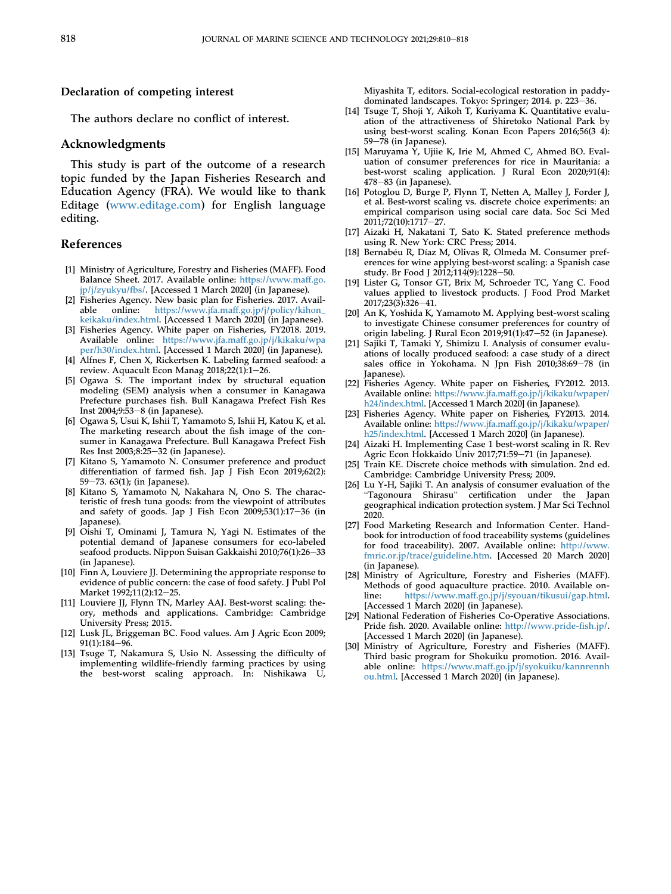## Declaration of competing interest

The authors declare no conflict of interest.

## Acknowledgments

This study is part of the outcome of a research topic funded by the Japan Fisheries Research and Education Agency (FRA). We would like to thank Editage (www.editage.com) for English language editing.

## References

[1] Ministry of Agriculture, Forestry and Fisheries (MAFF). Food Balance Sheet. 2017. Available online: https://www.maff.go.jp/j/zyukyu/fbs/. [Accessed 1 March 2020] (in Japanese).

[2] Fisheries Agency. New basic plan for Fisheries. 2017. Available online: https://www.jfa.maff.go.jp/j/policy/kihon_keikaku/index.html. [Accessed 1 March 2020] (in Japanese).

[3] Fisheries Agency. White paper on Fisheries, FY2018. 2019. Available online: https://www.jfa.maff.go.jp/j/kikaku/wpaper/h30/index.html. [Accessed 1 March 2020] (in Japanese).

[4] Alfnes F, Chen X, Rickertsen K. Labeling farmed seafood: a review. Aquacult Econ Manag 2018;22(1):1–26.

[5] Ogawa S. The important index by structural equation modeling (SEM) analysis when a consumer in Kanagawa Prefecture purchases fish. Bull Kanagawa Prefect Fish Res Inst 2004;9:53–8 (in Japanese).

[6] Ogawa S, Usui K, Ishii T, Yamamoto S, Ishii H, Katou K, et al. The marketing research about the fish image of the consumer in Kanagawa Prefecture. Bull Kanagawa Prefect Fish Res Inst 2003;8:25–32 (in Japanese).

[7] Kitano S, Yamamoto N. Consumer preference and product differentiation of farmed fish. Jap J Fish Econ 2019;62(2): 59–73. 63(1); (in Japanese).

[8] Kitano S, Yamamoto N, Nakahara N, Ono S. The characteristic of fresh tuna goods: from the viewpoint of attributes and safety of goods. Jap J Fish Econ 2009;53(1):17–36 (in Japanese).

[9] Oishi T, Ominami J, Tamura N, Yagi N. Estimates of the potential demand of Japanese consumers for eco-labeled seafood products. Nippon Suisan Gakkaishi 2010;76(1):26–33 (in Japanese).

[10] Finn A, Louviere JJ. Determining the appropriate response to evidence of public concern: the case of food safety. J Publ Pol Market 1992;11(2):12–25.

[11] Louviere JJ, Flynn TN, Marley AAJ. Best-worst scaling: theory, methods and applications. Cambridge: Cambridge University Press; 2015.

[12] Lusk JL, Briggeman BC. Food values. Am J Agric Econ 2009; 91(1):184–96.

[13] Tsuge T, Nakamura S, Usio N. Assessing the difficulty of implementing wildlife-friendly farming practices by using the best-worst scaling approach. In: Nishikawa U, Miyashita T, editors. Social-ecological restoration in paddy-dominated landscapes. Tokyo: Springer; 2014. p. 223–36.

[14] Tsuge T, Shoji Y, Aikoh T, Kuriyama K. Quantitative evaluation of the attractiveness of Shiretoko National Park by using best-worst scaling. Konan Econ Papers 2016;56(3 4): 59–78 (in Japanese).

[15] Maruyama Y, Ujiie K, Irie M, Ahmed C, Ahmed BO. Evaluation of consumer preferences for rice in Mauritania: a best-worst scaling application. J Rural Econ 2020;91(4): 478–83 (in Japanese).

[16] Potoglou D, Burge P, Flynn T, Netten A, Malley J, Forder J, et al. Best-worst scaling vs. discrete choice experiments: an empirical comparison using social care data. Soc Sci Med 2011;72(10):1717–27.

[17] Aizaki H, Nakatani T, Sato K. Stated preference methods using R. New York: CRC Press; 2014.

[18] Bernabéu R, Díaz M, Olivas R, Olmeda M. Consumer preferences for wine applying best-worst scaling: a Spanish case study. Br Food J 2012;114(9):1228–50.

[19] Lister G, Tonsor GT, Brix M, Schroeder TC, Yang C. Food values applied to livestock products. J Food Prod Market 2017;23(3):326–41.

[20] An K, Yoshida K, Yamamoto M. Applying best-worst scaling to investigate Chinese consumer preferences for country of origin labeling. J Rural Econ 2019;91(1):47–52 (in Japanese).

[21] Sajiki T, Tamaki Y, Shimizu I. Analysis of consumer evaluations of locally produced seafood: a case study of a direct sales office in Yokohama. N Jpn Fish 2010;38:69–78 (in Japanese).

[22] Fisheries Agency. White paper on Fisheries, FY2012. 2013. Available online: https://www.jfa.maff.go.jp/j/kikaku/wpaper/h24/index.html. [Accessed 1 March 2020] (in Japanese).

[23] Fisheries Agency. White paper on Fisheries, FY2013. 2014. Available online: https://www.jfa.maff.go.jp/j/kikaku/wpaper/h25/index.html. [Accessed 1 March 2020] (in Japanese).

[24] Aizaki H. Implementing Case 1 best-worst scaling in R. Rev Agric Econ Hokkaido Univ 2017;71:59–71 (in Japanese).

[25] Train KE. Discrete choice methods with simulation. 2nd ed. Cambridge: Cambridge University Press; 2009.

[26] Lu Y-H, Sajiki T. An analysis of consumer evaluation of the "Tagonoura Shirasu" certification under the Japan geographical indication protection system. J Mar Sci Technol 2020.

[27] Food Marketing Research and Information Center. Handbook for introduction of food traceability systems (guidelines for food traceability). 2007. Available online: http://www.fmric.or.jp/trace/guideline.htm. [Accessed 20 March 2020] (in Japanese).

[28] Ministry of Agriculture, Forestry and Fisheries (MAFF). Methods of good aquaculture practice. 2010. Available online: https://www.maff.go.jp/j/syouan/tikusui/gap.html. [Accessed 1 March 2020] (in Japanese).

[29] National Federation of Fisheries Co-Operative Associations. Pride fish. 2020. Available online: http://www.pride-fish.jp/. [Accessed 1 March 2020] (in Japanese).

[30] Ministry of Agriculture, Forestry and Fisheries (MAFF). Third basic program for Shokuiku promotion. 2016. Available online: https://www.maff.go.jp/j/syokuiku/kannrennhou.html. [Accessed 1 March 2020] (in Japanese).